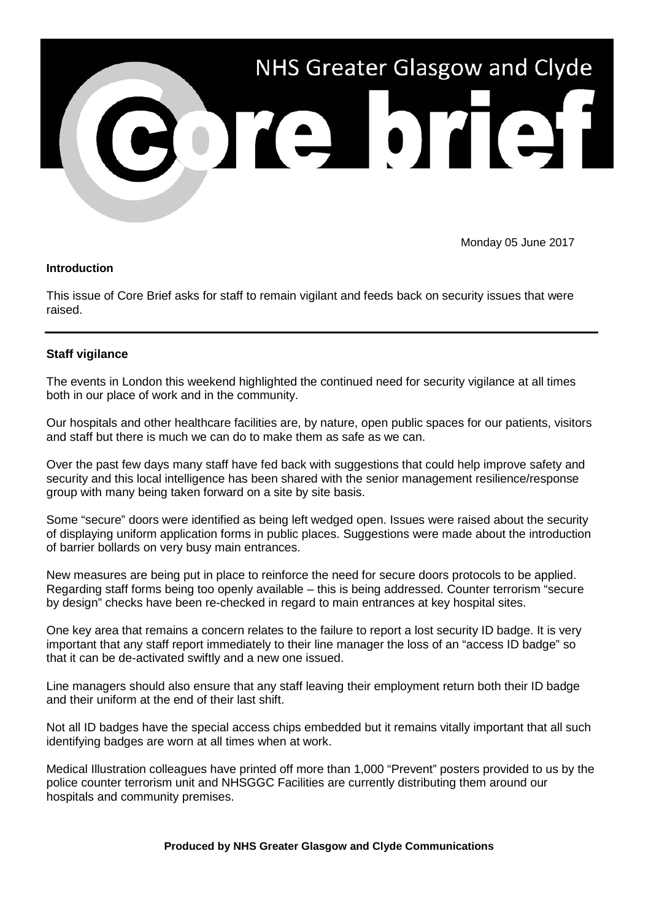# NHS Greater Glasgow and Clyde

# Core brief

Monday 05 June 2017

**Introduction**

This issue of Core Brief asks for staff to remain vigilant and feeds back on security issues that were raised.

---

**Staff vigilance**

The events in London this weekend highlighted the continued need for security vigilance at all times both in our place of work and in the community.

Our hospitals and other healthcare facilities are, by nature, open public spaces for our patients, visitors and staff but there is much we can do to make them as safe as we can.

Over the past few days many staff have fed back with suggestions that could help improve safety and security and this local intelligence has been shared with the senior management resilience/response group with many being taken forward on a site by site basis.

Some "secure" doors were identified as being left wedged open. Issues were raised about the security of displaying uniform application forms in public places. Suggestions were made about the introduction of barrier bollards on very busy main entrances.

New measures are being put in place to reinforce the need for secure doors protocols to be applied. Regarding staff forms being too openly available – this is being addressed. Counter terrorism "secure by design" checks have been re-checked in regard to main entrances at key hospital sites.

One key area that remains a concern relates to the failure to report a lost security ID badge. It is very important that any staff report immediately to their line manager the loss of an "access ID badge" so that it can be de-activated swiftly and a new one issued.

Line managers should also ensure that any staff leaving their employment return both their ID badge and their uniform at the end of their last shift.

Not all ID badges have the special access chips embedded but it remains vitally important that all such identifying badges are worn at all times when at work.

Medical Illustration colleagues have printed off more than 1,000 "Prevent" posters provided to us by the police counter terrorism unit and NHSGGC Facilities are currently distributing them around our hospitals and community premises.

**Produced by NHS Greater Glasgow and Clyde Communications**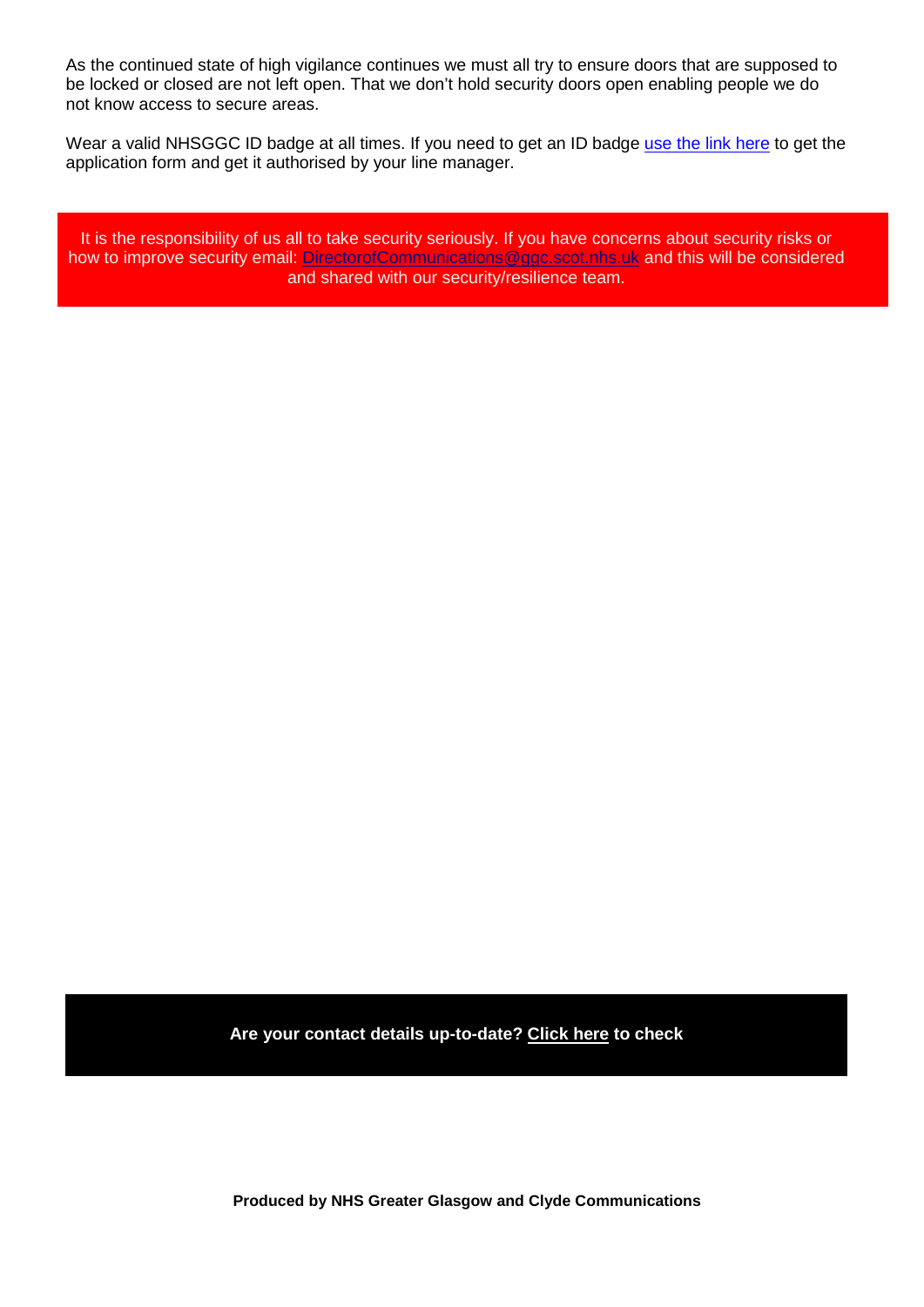As the continued state of high vigilance continues we must all try to ensure doors that are supposed to be locked or closed are not left open. That we don't hold security doors open enabling people we do not know access to secure areas.

Wear a valid NHSGGC ID badge at all times. If you need to get an ID badge use the link here to get the application form and get it authorised by your line manager.

It is the responsibility of us all to take security seriously. If you have concerns about security risks or how to improve security email: DirectorofCommunications@ggc.scot.nhs.uk and this will be considered and shared with our security/resilience team.

**Are your contact details up-to-date? Click here to check**

**Produced by NHS Greater Glasgow and Clyde Communications**